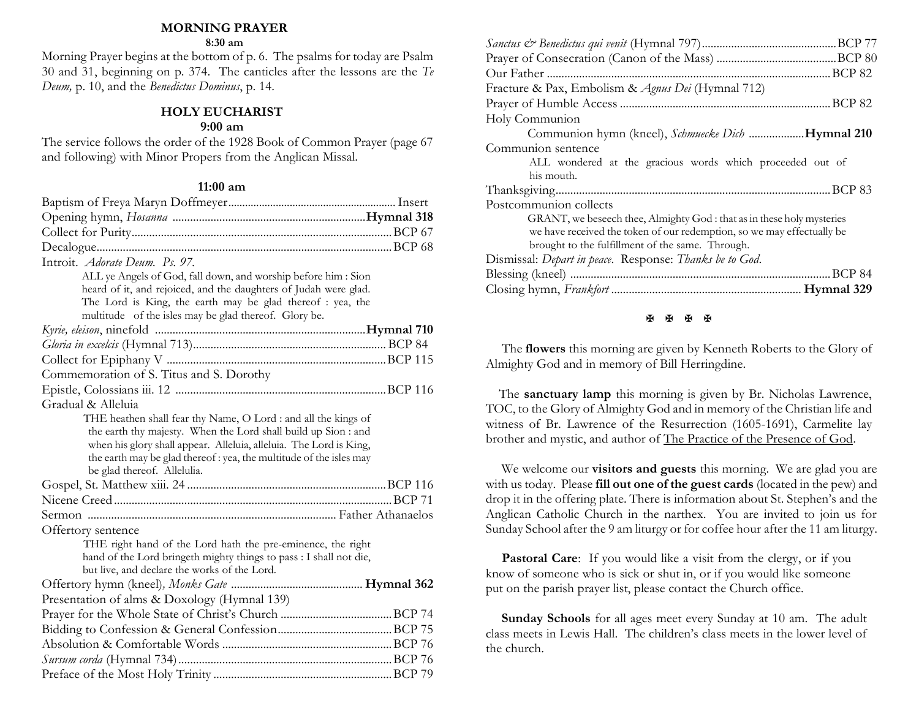## MORNING PRAYER

**8:30 am**

Morning Prayer begins at the bottom of p. 6. The psalms for today are Psalm 30 and 31, beginning on p. 374. The canticles after the lessons are the *Te Deum,* p. 10, and the *Benedictus Dominus*, p. 14.

## HOLY EUCHARIST

**9:00 am**

The service follows the order of the 1928 Book of Common Prayer (page 67 and following) with Minor Propers from the Anglican Missal.

**11:00 am**

Baptism of Freya Maryn Doffmeyer........................................................ Insert
Opening hymn, *Hosanna* ................................................................**Hymnal 318**
Collect for Purity.........................................................................................BCP 67
Decalogue.....................................................................................................BCP 68
Introit. *Adorate Deum. Ps. 97.*

> ALL ye Angels of God, fall down, and worship before him : Sion heard of it, and rejoiced, and the daughters of Judah were glad. The Lord is King, the earth may be glad thereof : yea, the multitude of the isles may be glad thereof. Glory be.

*Kyrie, eleison*, ninefold .......................................................................**Hymnal 710**
*Gloria in excelcis* (Hymnal 713)................................................................. BCP 84
Collect for Epiphany V ..........................................................................BCP 115
Commemoration of S. Titus and S. Dorothy
Epistle, Colossians iii. 12 .......................................................................BCP 116
Gradual & Alleluia

> THE heathen shall fear thy Name, O Lord : and all the kings of the earth thy majesty. When the Lord shall build up Sion : and when his glory shall appear. Alleluia, alleluia. The Lord is King, the earth may be glad thereof : yea, the multitude of the isles may be glad thereof. Allelulia.

Gospel, St. Matthew xiii. 24 ..................................................................BCP 116
Nicene Creed..............................................................................................BCP 71
Sermon ..................................................................................... Father Athanaelos
Offertory sentence

> THE right hand of the Lord hath the pre-eminence, the right hand of the Lord bringeth mighty things to pass : I shall not die, but live, and declare the works of the Lord.

Offertory hymn (kneel)*, Monks Gate* ............................................ **Hymnal 362**
Presentation of alms & Doxology (Hymnal 139)
Prayer for the Whole State of Christ's Church ......................................BCP 74
Bidding to Confession & General Confession.......................................BCP 75
Absolution & Comfortable Words ..........................................................BCP 76
*Sursum corda* (Hymnal 734).......................................................................BCP 76
Preface of the Most Holy Trinity ............................................................BCP 79
*Sanctus & Benedictus qui venit* (Hymnal 797)..............................................BCP 77
Prayer of Consecration (Canon of the Mass) .........................................BCP 80
Our Father ................................................................................................BCP 82
Fracture & Pax, Embolism & *Agnus Dei* (Hymnal 712)
Prayer of Humble Access .......................................................................BCP 82
Holy Communion

> Communion hymn (kneel), *Schmuecke Dich* ..................**Hymnal 210**

Communion sentence

> ALL wondered at the gracious words which proceeded out of his mouth.

Thanksgiving.............................................................................................BCP 83
Postcommunion collects

> GRANT, we beseech thee, Almighty God : that as in these holy mysteries we have received the token of our redemption, so we may effectually be brought to the fulfillment of the same. Through.

Dismissal: *Depart in peace*. Response: *Thanks be to God*.
Blessing (kneel) ........................................................................................BCP 84
Closing hymn, *Frankfort* ................................................................ **Hymnal 329**

✠ ✠ ✠ ✠

The **flowers** this morning are given by Kenneth Roberts to the Glory of Almighty God and in memory of Bill Herringdine.

The **sanctuary lamp** this morning is given by Br. Nicholas Lawrence, TOC, to the Glory of Almighty God and in memory of the Christian life and witness of Br. Lawrence of the Resurrection (1605-1691), Carmelite lay brother and mystic, and author of The Practice of the Presence of God.

We welcome our **visitors and guests** this morning. We are glad you are with us today. Please **fill out one of the guest cards** (located in the pew) and drop it in the offering plate. There is information about St. Stephen's and the Anglican Catholic Church in the narthex. You are invited to join us for Sunday School after the 9 am liturgy or for coffee hour after the 11 am liturgy.

**Pastoral Care**: If you would like a visit from the clergy, or if you know of someone who is sick or shut in, or if you would like someone put on the parish prayer list, please contact the Church office.

**Sunday Schools** for all ages meet every Sunday at 10 am. The adult class meets in Lewis Hall. The children's class meets in the lower level of the church.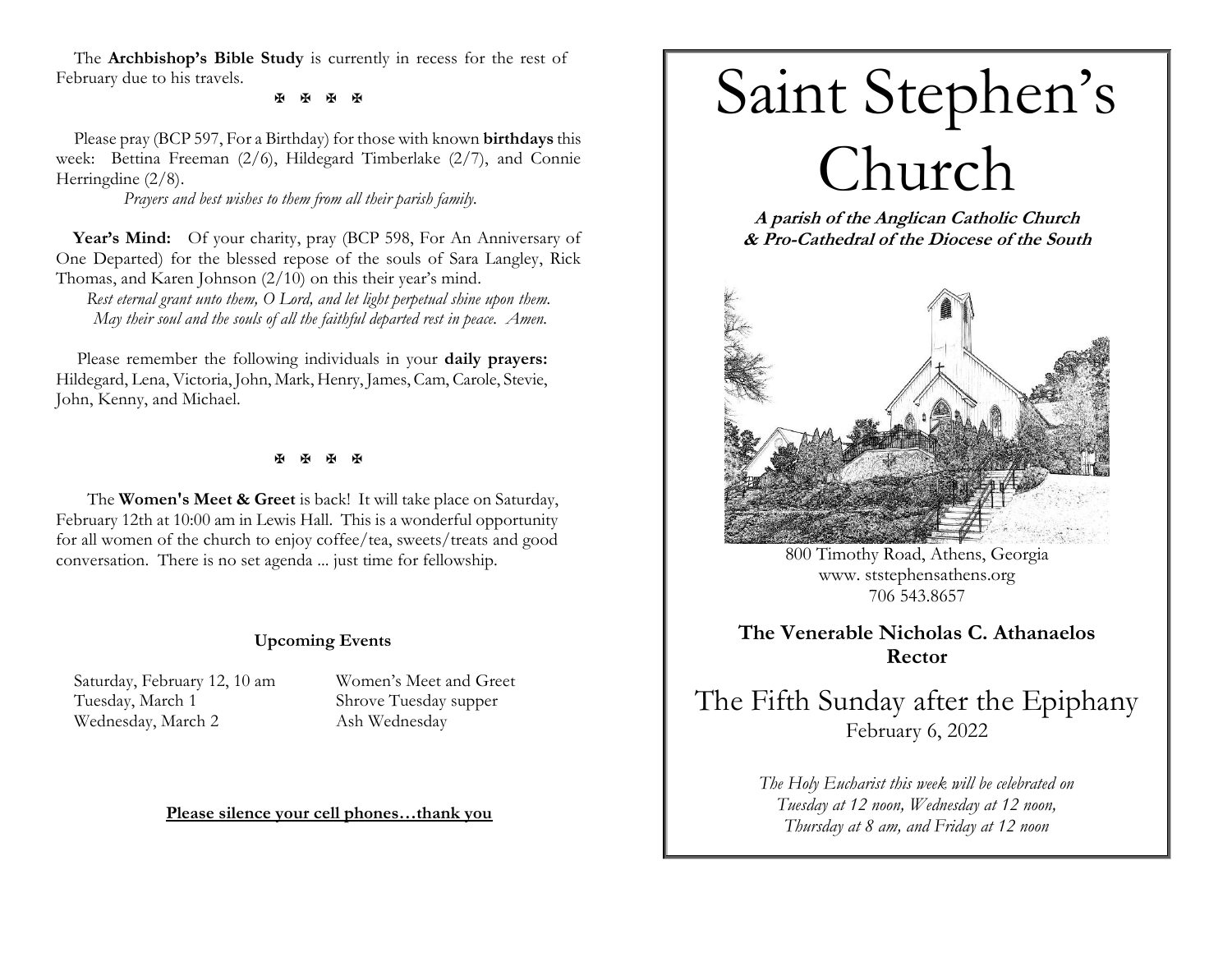The **Archbishop's Bible Study** is currently in recess for the rest of February due to his travels.

✠ ✠ ✠ ✠

Please pray (BCP 597, For a Birthday) for those with known **birthdays** this week: Bettina Freeman (2/6), Hildegard Timberlake (2/7), and Connie Herringdine (2/8).

*Prayers and best wishes to them from all their parish family.*

**Year's Mind:** Of your charity, pray (BCP 598, For An Anniversary of One Departed) for the blessed repose of the souls of Sara Langley, Rick Thomas, and Karen Johnson (2/10) on this their year's mind.

*Rest eternal grant unto them, O Lord, and let light perpetual shine upon them. May their soul and the souls of all the faithful departed rest in peace. Amen.*

Please remember the following individuals in your **daily prayers:** Hildegard, Lena, Victoria, John, Mark, Henry, James, Cam, Carole, Stevie, John, Kenny, and Michael.

✠ ✠ ✠ ✠

The **Women's Meet & Greet** is back! It will take place on Saturday, February 12th at 10:00 am in Lewis Hall. This is a wonderful opportunity for all women of the church to enjoy coffee/tea, sweets/treats and good conversation. There is no set agenda ... just time for fellowship.

**Upcoming Events**

| | |
|---|---|
| Saturday, February 12, 10 am | Women's Meet and Greet |
| Tuesday, March 1 | Shrove Tuesday supper |
| Wednesday, March 2 | Ash Wednesday |

**<u>Please silence your cell phones…thank you</u>**

# Saint Stephen's Church

***A parish of the Anglican Catholic Church & Pro-Cathedral of the Diocese of the South***

800 Timothy Road, Athens, Georgia
www. ststephensathens.org
706 543.8657

**The Venerable Nicholas C. Athanaelos**
**Rector**

## The Fifth Sunday after the Epiphany

February 6, 2022

*The Holy Eucharist this week will be celebrated on Tuesday at 12 noon, Wednesday at 12 noon, Thursday at 8 am, and Friday at 12 noon*